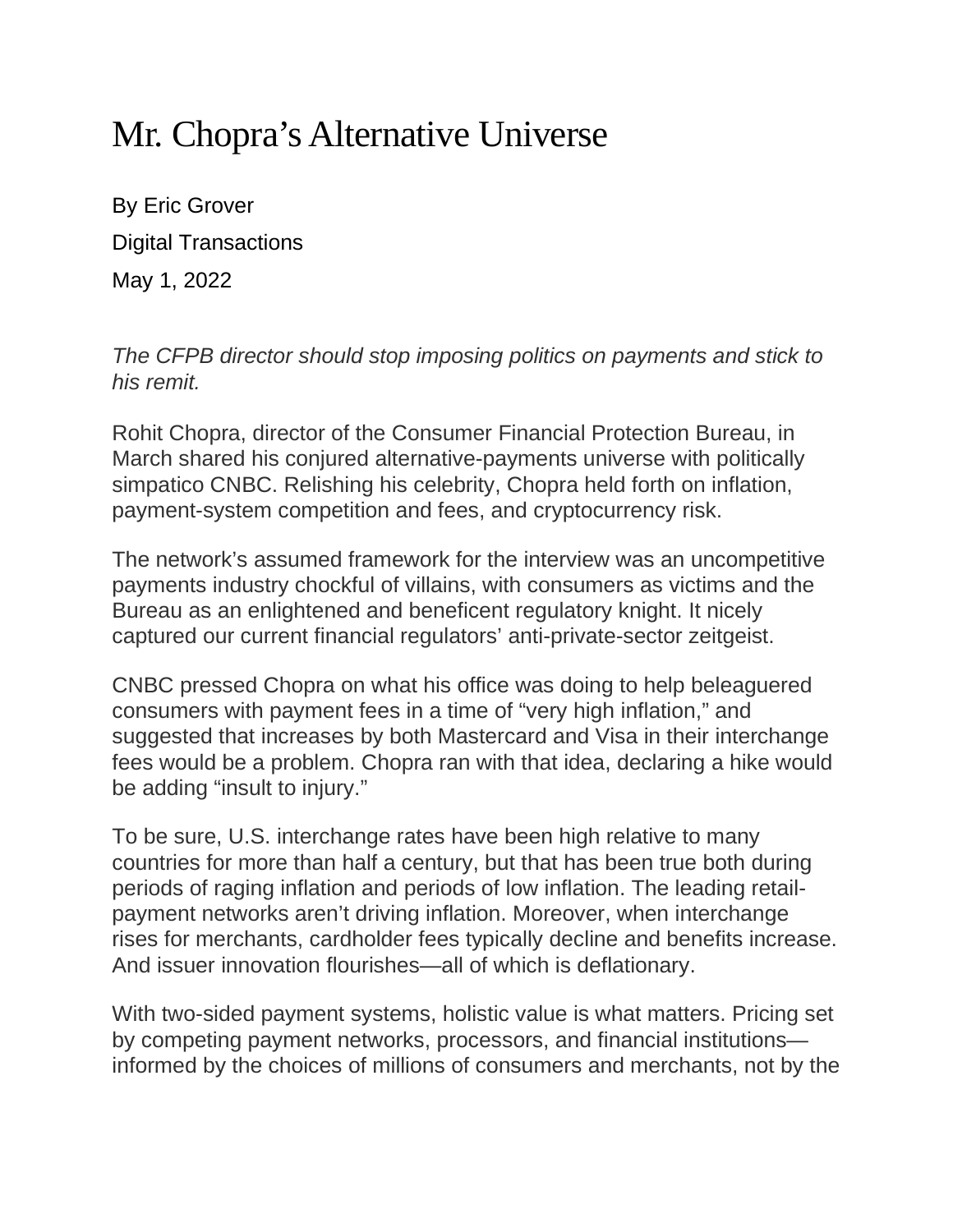# Mr. Chopra's Alternative Universe

By Eric Grover

Digital Transactions

May 1, 2022

*The CFPB director should stop imposing politics on payments and stick to his remit.*

Rohit Chopra, director of the Consumer Financial Protection Bureau, in March shared his conjured alternative-payments universe with politically simpatico CNBC. Relishing his celebrity, Chopra held forth on inflation, payment-system competition and fees, and cryptocurrency risk.

The network's assumed framework for the interview was an uncompetitive payments industry chockful of villains, with consumers as victims and the Bureau as an enlightened and beneficent regulatory knight. It nicely captured our current financial regulators' anti-private-sector zeitgeist.

CNBC pressed Chopra on what his office was doing to help beleaguered consumers with payment fees in a time of "very high inflation," and suggested that increases by both Mastercard and Visa in their interchange fees would be a problem. Chopra ran with that idea, declaring a hike would be adding "insult to injury."

To be sure, U.S. interchange rates have been high relative to many countries for more than half a century, but that has been true both during periods of raging inflation and periods of low inflation. The leading retail-payment networks aren't driving inflation. Moreover, when interchange rises for merchants, cardholder fees typically decline and benefits increase. And issuer innovation flourishes—all of which is deflationary.

With two-sided payment systems, holistic value is what matters. Pricing set by competing payment networks, processors, and financial institutions—informed by the choices of millions of consumers and merchants, not by the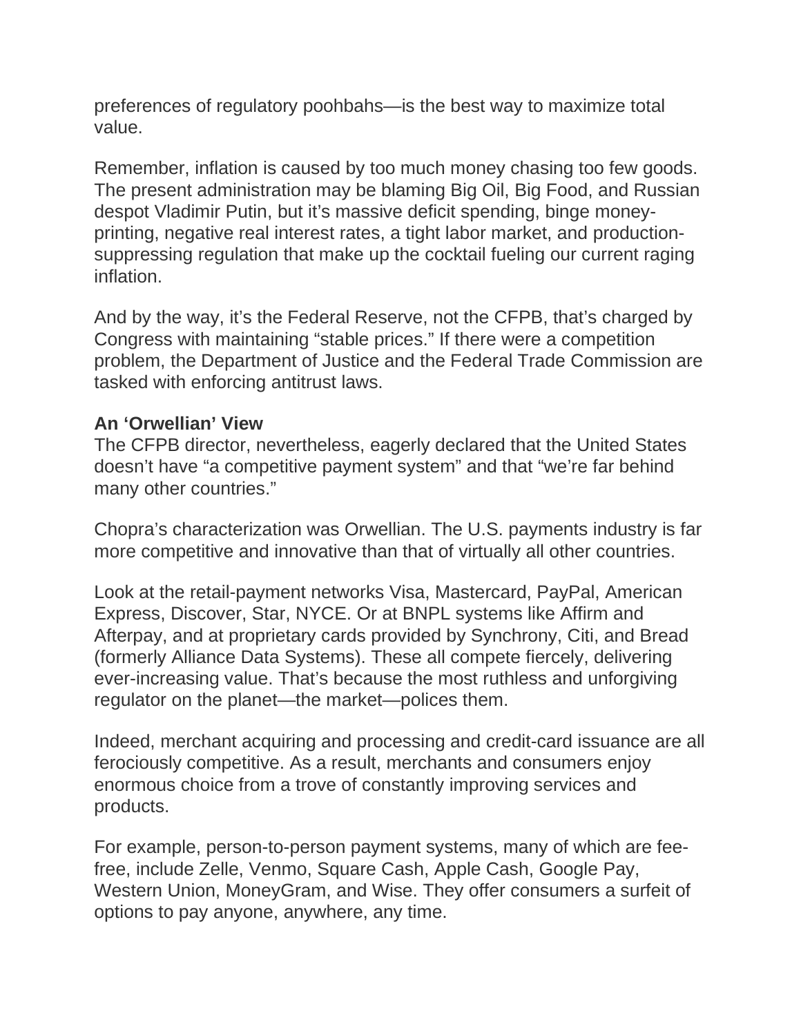preferences of regulatory poohbahs—is the best way to maximize total value.

Remember, inflation is caused by too much money chasing too few goods. The present administration may be blaming Big Oil, Big Food, and Russian despot Vladimir Putin, but it's massive deficit spending, binge money-printing, negative real interest rates, a tight labor market, and production-suppressing regulation that make up the cocktail fueling our current raging inflation.

And by the way, it's the Federal Reserve, not the CFPB, that's charged by Congress with maintaining "stable prices." If there were a competition problem, the Department of Justice and the Federal Trade Commission are tasked with enforcing antitrust laws.

**An 'Orwellian' View**

The CFPB director, nevertheless, eagerly declared that the United States doesn't have "a competitive payment system" and that "we're far behind many other countries."

Chopra's characterization was Orwellian. The U.S. payments industry is far more competitive and innovative than that of virtually all other countries.

Look at the retail-payment networks Visa, Mastercard, PayPal, American Express, Discover, Star, NYCE. Or at BNPL systems like Affirm and Afterpay, and at proprietary cards provided by Synchrony, Citi, and Bread (formerly Alliance Data Systems). These all compete fiercely, delivering ever-increasing value. That's because the most ruthless and unforgiving regulator on the planet—the market—polices them.

Indeed, merchant acquiring and processing and credit-card issuance are all ferociously competitive. As a result, merchants and consumers enjoy enormous choice from a trove of constantly improving services and products.

For example, person-to-person payment systems, many of which are fee-free, include Zelle, Venmo, Square Cash, Apple Cash, Google Pay, Western Union, MoneyGram, and Wise. They offer consumers a surfeit of options to pay anyone, anywhere, any time.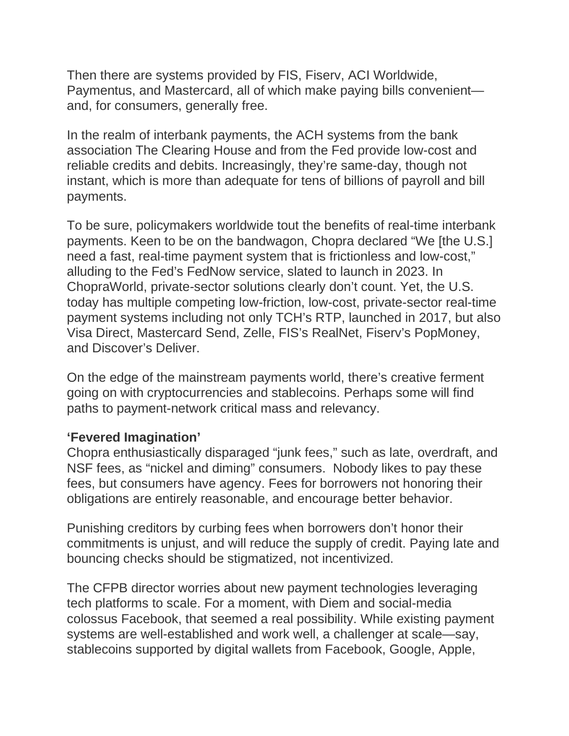Then there are systems provided by FIS, Fiserv, ACI Worldwide, Paymentus, and Mastercard, all of which make paying bills convenient—and, for consumers, generally free.

In the realm of interbank payments, the ACH systems from the bank association The Clearing House and from the Fed provide low-cost and reliable credits and debits. Increasingly, they're same-day, though not instant, which is more than adequate for tens of billions of payroll and bill payments.

To be sure, policymakers worldwide tout the benefits of real-time interbank payments. Keen to be on the bandwagon, Chopra declared "We [the U.S.] need a fast, real-time payment system that is frictionless and low-cost," alluding to the Fed's FedNow service, slated to launch in 2023. In ChopraWorld, private-sector solutions clearly don't count. Yet, the U.S. today has multiple competing low-friction, low-cost, private-sector real-time payment systems including not only TCH's RTP, launched in 2017, but also Visa Direct, Mastercard Send, Zelle, FIS's RealNet, Fiserv's PopMoney, and Discover's Deliver.

On the edge of the mainstream payments world, there's creative ferment going on with cryptocurrencies and stablecoins. Perhaps some will find paths to payment-network critical mass and relevancy.

**'Fevered Imagination'**

Chopra enthusiastically disparaged "junk fees," such as late, overdraft, and NSF fees, as "nickel and diming" consumers. Nobody likes to pay these fees, but consumers have agency. Fees for borrowers not honoring their obligations are entirely reasonable, and encourage better behavior.

Punishing creditors by curbing fees when borrowers don't honor their commitments is unjust, and will reduce the supply of credit. Paying late and bouncing checks should be stigmatized, not incentivized.

The CFPB director worries about new payment technologies leveraging tech platforms to scale. For a moment, with Diem and social-media colossus Facebook, that seemed a real possibility. While existing payment systems are well-established and work well, a challenger at scale—say, stablecoins supported by digital wallets from Facebook, Google, Apple,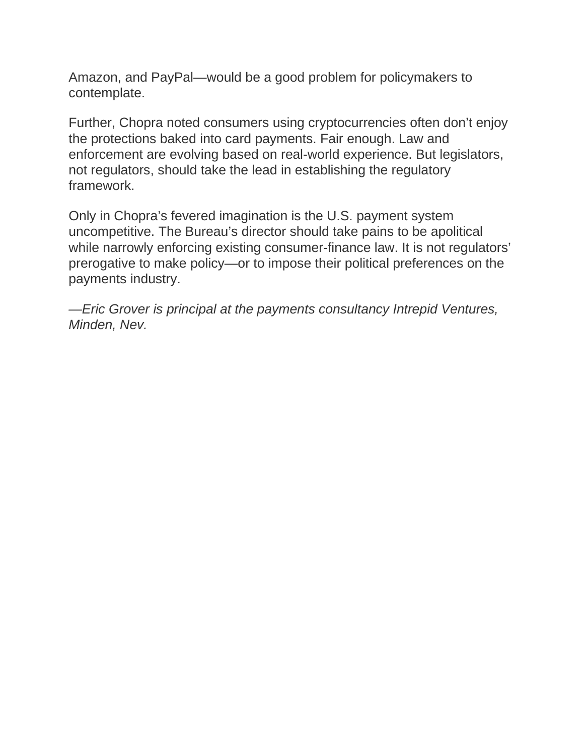Amazon, and PayPal—would be a good problem for policymakers to contemplate.

Further, Chopra noted consumers using cryptocurrencies often don't enjoy the protections baked into card payments. Fair enough. Law and enforcement are evolving based on real-world experience. But legislators, not regulators, should take the lead in establishing the regulatory framework.

Only in Chopra's fevered imagination is the U.S. payment system uncompetitive. The Bureau's director should take pains to be apolitical while narrowly enforcing existing consumer-finance law. It is not regulators' prerogative to make policy—or to impose their political preferences on the payments industry.

*—Eric Grover is principal at the payments consultancy Intrepid Ventures, Minden, Nev.*